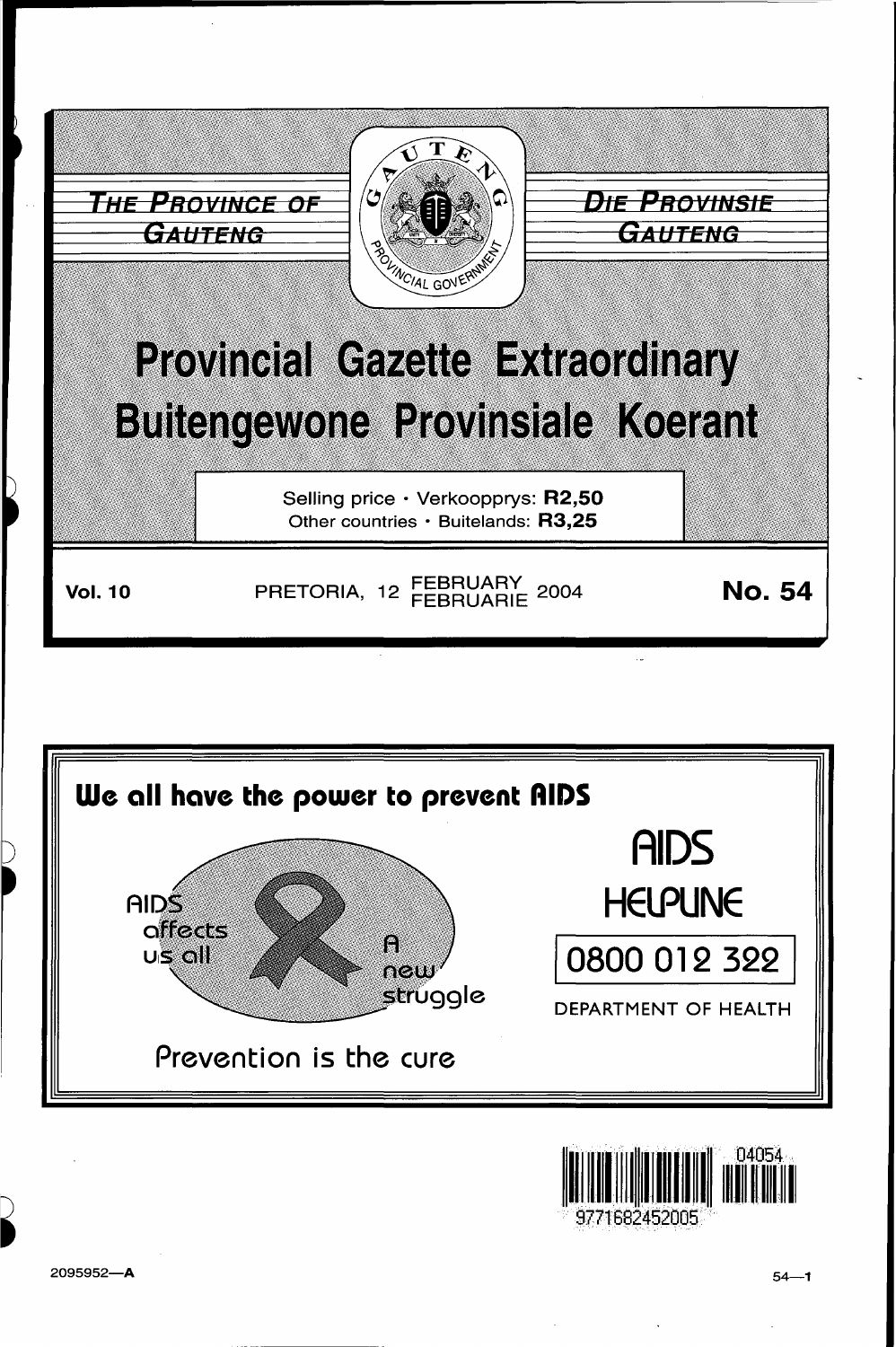THE PROVINCE OF GAUTENG

DIE PROVINSIE GAUTENG

# Provincial Gazette Extraordinary
# Buitengewone Provinsiale Koerant

Selling price · Verkoopprys: **R2,50**
Other countries · Buitelands: **R3,25**

**Vol. 10** PRETORIA, 12 FEBRUARY FEBRUARIE 2004 **No. 54**

**We all have the power to prevent AIDS**

AIDS affects us all

A new struggle

Prevention is the cure

AIDS HELPLINE

0800 012 322

DEPARTMENT OF HEALTH

2095952—A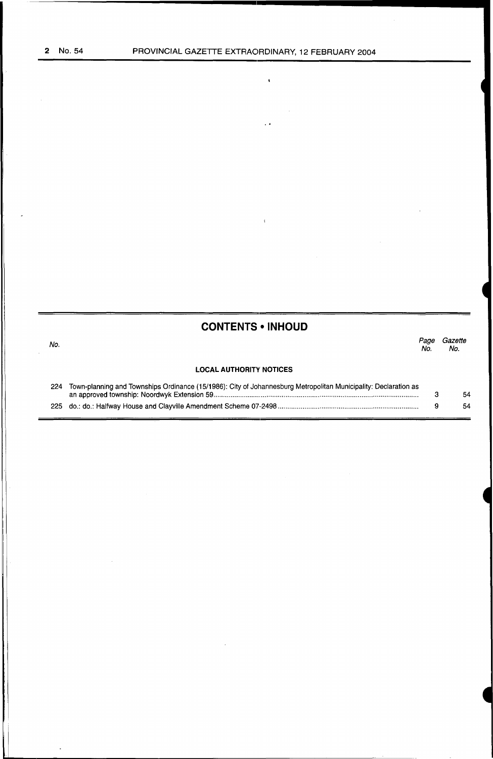## CONTENTS • INHOUD

| No. | | Page No. | Gazette No. |
|---|---|---|---|
| | **LOCAL AUTHORITY NOTICES** | | |
| 224 | Town-planning and Townships Ordinance (15/1986): City of Johannesburg Metropolitan Municipality: Declaration as an approved township: Noordwyk Extension 59 | 3 | 54 |
| 225 | do.: do.: Halfway House and Clayville Amendment Scheme 07-2498 | 9 | 54 |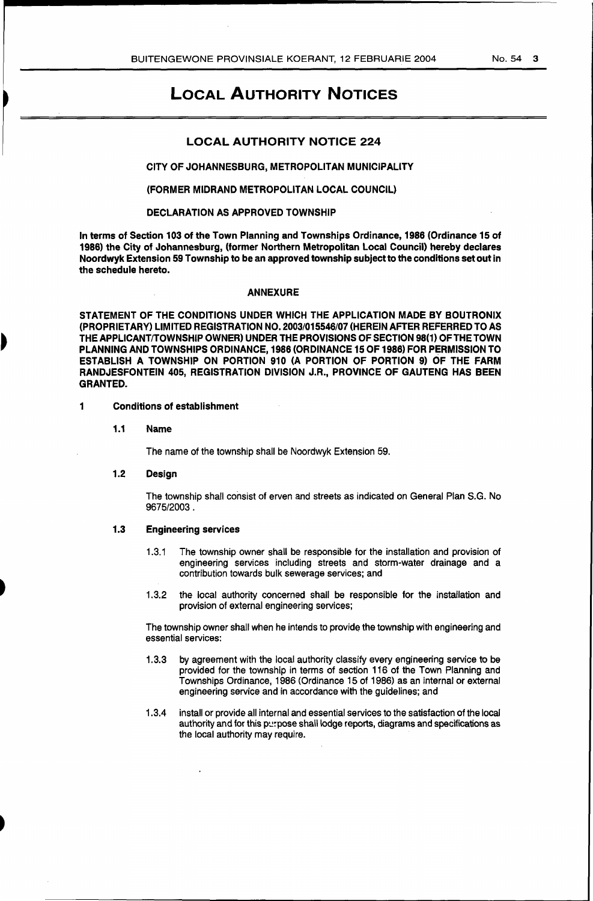# LOCAL AUTHORITY NOTICES

## LOCAL AUTHORITY NOTICE 224

**CITY OF JOHANNESBURG, METROPOLITAN MUNICIPALITY**

**(FORMER MIDRAND METROPOLITAN LOCAL COUNCIL)**

**DECLARATION AS APPROVED TOWNSHIP**

**In terms of Section 103 of the Town Planning and Townships Ordinance, 1986 (Ordinance 15 of 1986) the City of Johannesburg, (former Northern Metropolitan Local Council) hereby declares Noordwyk Extension 59 Township to be an approved township subject to the conditions set out in the schedule hereto.**

**ANNEXURE**

**STATEMENT OF THE CONDITIONS UNDER WHICH THE APPLICATION MADE BY BOUTRONIX (PROPRIETARY) LIMITED REGISTRATION NO. 2003/015546/07 (HEREIN AFTER REFERRED TO AS THE APPLICANT/TOWNSHIP OWNER) UNDER THE PROVISIONS OF SECTION 98(1) OF THE TOWN PLANNING AND TOWNSHIPS ORDINANCE, 1986 (ORDINANCE 15 OF 1986) FOR PERMISSION TO ESTABLISH A TOWNSHIP ON PORTION 910 (A PORTION OF PORTION 9) OF THE FARM RANDJESFONTEIN 405, REGISTRATION DIVISION J.R., PROVINCE OF GAUTENG HAS BEEN GRANTED.**

**1 Conditions of establishment**

**1.1 Name**

The name of the township shall be Noordwyk Extension 59.

**1.2 Design**

The township shall consist of erven and streets as indicated on General Plan S.G. No 9675/2003.

**1.3 Engineering services**

1.3.1 The township owner shall be responsible for the installation and provision of engineering services including streets and storm-water drainage and a contribution towards bulk sewerage services; and

1.3.2 the local authority concerned shall be responsible for the installation and provision of external engineering services;

The township owner shall when he intends to provide the township with engineering and essential services:

1.3.3 by agreement with the local authority classify every engineering service to be provided for the township in terms of section 116 of the Town Planning and Townships Ordinance, 1986 (Ordinance 15 of 1986) as an internal or external engineering service and in accordance with the guidelines; and

1.3.4 install or provide all internal and essential services to the satisfaction of the local authority and for this purpose shall lodge reports, diagrams and specifications as the local authority may require.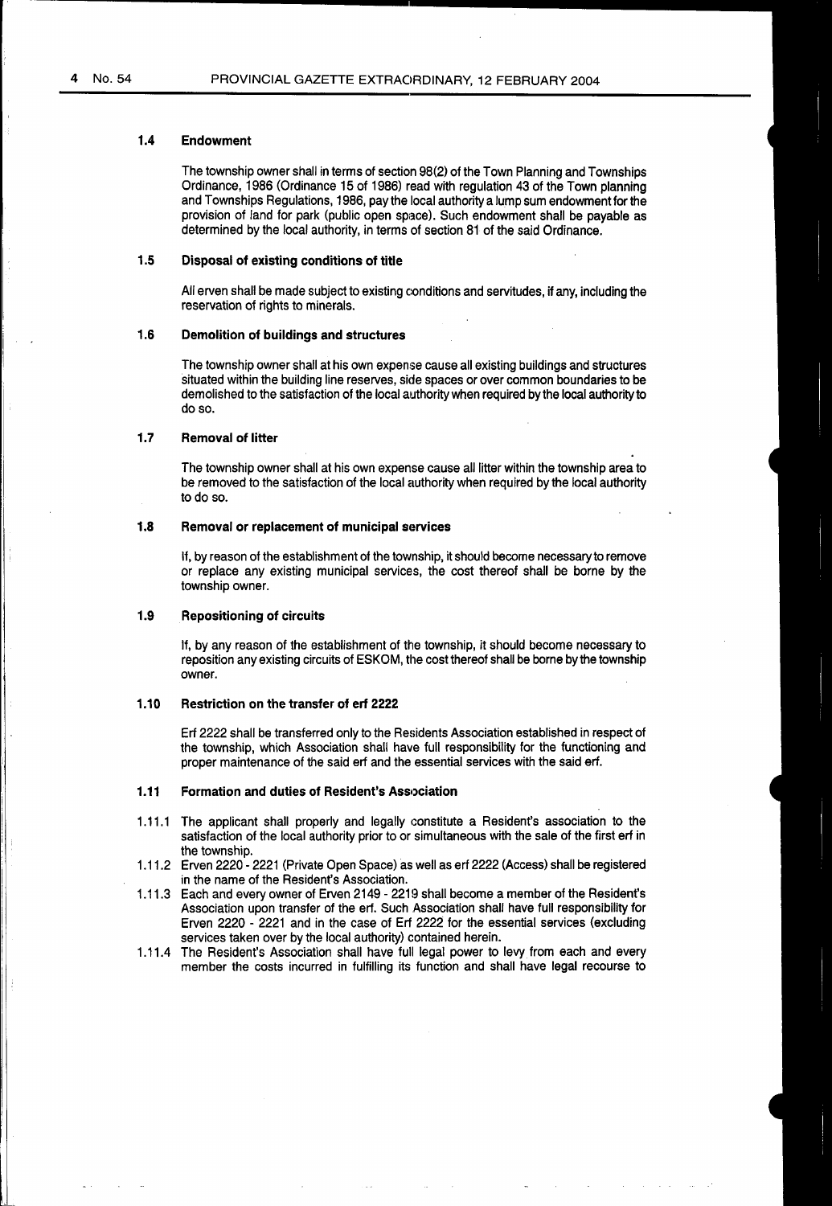### 1.4 Endowment

The township owner shall in terms of section 98(2) of the Town Planning and Townships Ordinance, 1986 (Ordinance 15 of 1986) read with regulation 43 of the Town planning and Townships Regulations, 1986, pay the local authority a lump sum endowment for the provision of land for park (public open space). Such endowment shall be payable as determined by the local authority, in terms of section 81 of the said Ordinance.

### 1.5 Disposal of existing conditions of title

All erven shall be made subject to existing conditions and servitudes, if any, including the reservation of rights to minerals.

### 1.6 Demolition of buildings and structures

The township owner shall at his own expense cause all existing buildings and structures situated within the building line reserves, side spaces or over common boundaries to be demolished to the satisfaction of the local authority when required by the local authority to do so.

### 1.7 Removal of litter

The township owner shall at his own expense cause all litter within the township area to be removed to the satisfaction of the local authority when required by the local authority to do so.

### 1.8 Removal or replacement of municipal services

If, by reason of the establishment of the township, it should become necessary to remove or replace any existing municipal services, the cost thereof shall be borne by the township owner.

### 1.9 Repositioning of circuits

If, by any reason of the establishment of the township, it should become necessary to reposition any existing circuits of ESKOM, the cost thereof shall be borne by the township owner.

### 1.10 Restriction on the transfer of erf 2222

Erf 2222 shall be transferred only to the Residents Association established in respect of the township, which Association shall have full responsibility for the functioning and proper maintenance of the said erf and the essential services with the said erf.

### 1.11 Formation and duties of Resident's Association

1.11.1 The applicant shall properly and legally constitute a Resident's association to the satisfaction of the local authority prior to or simultaneous with the sale of the first erf in the township.

1.11.2 Erven 2220 - 2221 (Private Open Space) as well as erf 2222 (Access) shall be registered in the name of the Resident's Association.

1.11.3 Each and every owner of Erven 2149 - 2219 shall become a member of the Resident's Association upon transfer of the erf. Such Association shall have full responsibility for Erven 2220 - 2221 and in the case of Erf 2222 for the essential services (excluding services taken over by the local authority) contained herein.

1.11.4 The Resident's Association shall have full legal power to levy from each and every member the costs incurred in fulfilling its function and shall have legal recourse to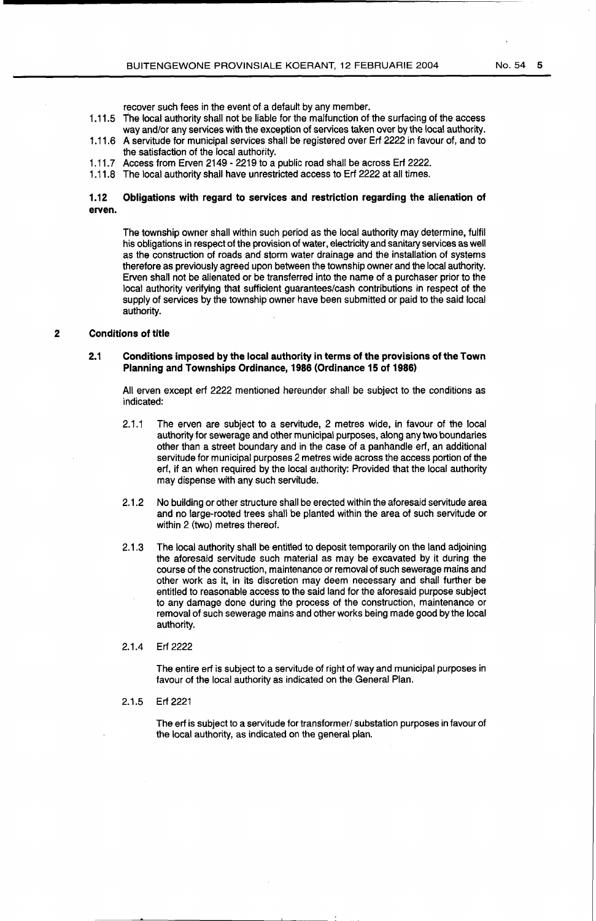recover such fees in the event of a default by any member.

1.11.5 The local authority shall not be liable for the malfunction of the surfacing of the access way and/or any services with the exception of services taken over by the local authority.

1.11.6 A servitude for municipal services shall be registered over Erf 2222 in favour of, and to the satisfaction of the local authority.

1.11.7 Access from Erven 2149 - 2219 to a public road shall be across Erf 2222.

1.11.8 The local authority shall have unrestricted access to Erf 2222 at all times.

**1.12 Obligations with regard to services and restriction regarding the alienation of erven.**

The township owner shall within such period as the local authority may determine, fulfil his obligations in respect of the provision of water, electricity and sanitary services as well as the construction of roads and storm water drainage and the installation of systems therefore as previously agreed upon between the township owner and the local authority. Erven shall not be alienated or be transferred into the name of a purchaser prior to the local authority verifying that sufficient guarantees/cash contributions in respect of the supply of services by the township owner have been submitted or paid to the said local authority.

## 2 Conditions of title

### 2.1 Conditions imposed by the local authority in terms of the provisions of the Town Planning and Townships Ordinance, 1986 (Ordinance 15 of 1986)

All erven except erf 2222 mentioned hereunder shall be subject to the conditions as indicated:

2.1.1 The erven are subject to a servitude, 2 metres wide, in favour of the local authority for sewerage and other municipal purposes, along any two boundaries other than a street boundary and in the case of a panhandle erf, an additional servitude for municipal purposes 2 metres wide across the access portion of the erf, if an when required by the local authority: Provided that the local authority may dispense with any such servitude.

2.1.2 No building or other structure shall be erected within the aforesaid servitude area and no large-rooted trees shall be planted within the area of such servitude or within 2 (two) metres thereof.

2.1.3 The local authority shall be entitled to deposit temporarily on the land adjoining the aforesaid servitude such material as may be excavated by it during the course of the construction, maintenance or removal of such sewerage mains and other work as it, in its discretion may deem necessary and shall further be entitled to reasonable access to the said land for the aforesaid purpose subject to any damage done during the process of the construction, maintenance or removal of such sewerage mains and other works being made good by the local authority.

2.1.4 Erf 2222

The entire erf is subject to a servitude of right of way and municipal purposes in favour of the local authority as indicated on the General Plan.

2.1.5 Erf 2221

The erf is subject to a servitude for transformer/ substation purposes in favour of the local authority, as indicated on the general plan.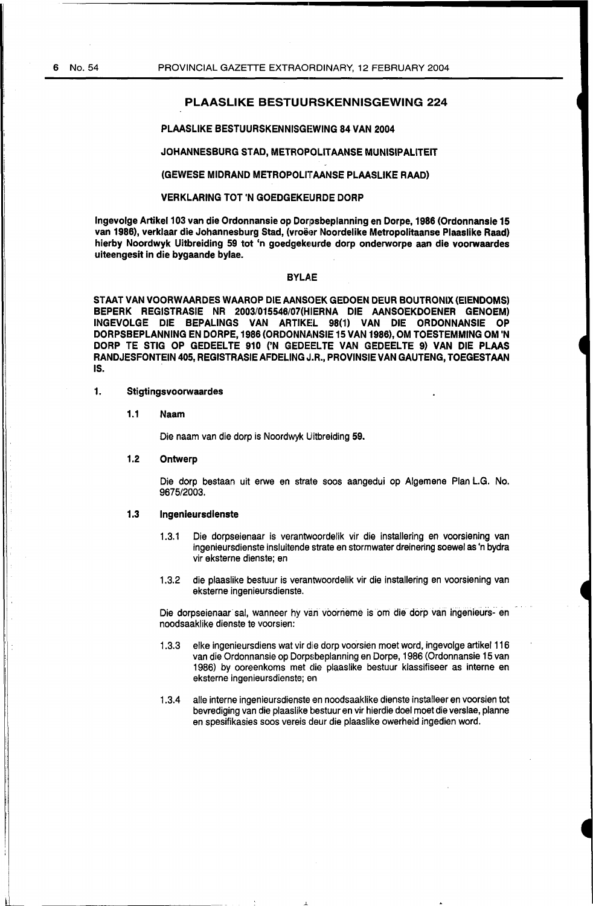## PLAASLIKE BESTUURSKENNISGEWING 224

**PLAASLIKE BESTUURSKENNISGEWING 84 VAN 2004**

**JOHANNESBURG STAD, METROPOLITAANSE MUNISIPALITEIT**

**(GEWESE MIDRAND METROPOLITAANSE PLAASLIKE RAAD)**

**VERKLARING TOT 'N GOEDGEKEURDE DORP**

**Ingevolge Artikel 103 van die Ordonnansie op Dorpsbeplanning en Dorpe, 1986 (Ordonnansie 15 van 1986), verklaar die Johannesburg Stad, (vroeër Noordelike Metropolitaanse Plaaslike Raad) hierby Noordwyk Uitbreiding 59 tot 'n goedgekeurde dorp onderworpe aan die voorwaardes uiteengesit in die bygaande bylae.**

**BYLAE**

**STAAT VAN VOORWAARDES WAAROP DIE AANSOEK GEDOEN DEUR BOUTRONIX (EIENDOMS) BEPERK REGISTRASIE NR 2003/015546/07(HIERNA DIE AANSOEKDOENER GENOEM) INGEVOLGE DIE BEPALINGS VAN ARTIKEL 98(1) VAN DIE ORDONNANSIE OP DORPSBEPLANNING EN DORPE, 1986 (ORDONNANSIE 15 VAN 1986), OM TOESTEMMING OM 'N DORP TE STIG OP GEDEELTE 910 ('N GEDEELTE VAN GEDEELTE 9) VAN DIE PLAAS RANDJESFONTEIN 405, REGISTRASIE AFDELING J.R., PROVINSIE VAN GAUTENG, TOEGESTAAN IS.**

**1. Stigtingsvoorwaardes**

**1.1 Naam**

Die naam van die dorp is Noordwyk Uitbreiding **59.**

**1.2 Ontwerp**

Die dorp bestaan uit erwe en strate soos aangedui op Algemene Plan L.G. No. 9675/2003.

**1.3 Ingenieursdienste**

1.3.1 Die dorpseienaar is verantwoordelik vir die installering en voorsiening van ingenieursdienste insluitende strate en stormwater dreinering soewel as 'n bydra vir eksterne dienste; en

1.3.2 die plaaslike bestuur is verantwoordelik vir die installering en voorsiening van eksterne ingenieursdienste.

Die dorpseienaar sal, wanneer hy van voorneme is om die dorp van ingenieurs- en noodsaaklike dienste te voorsien:

1.3.3 elke ingenieursdiens wat vir die dorp voorsien moet word, ingevolge artikel 116 van die Ordonnansie op Dorpsbeplanning en Dorpe, 1986 (Ordonnansie 15 van 1986) by ooreenkoms met die plaaslike bestuur klassifiseer as interne en eksterne ingenieursdienste; en

1.3.4 alle interne ingenieursdienste en noodsaaklike dienste installeer en voorsien tot bevrediging van die plaaslike bestuur en vir hierdie doel moet die verslae, planne en spesifikasies soos vereis deur die plaaslike owerheid ingedien word.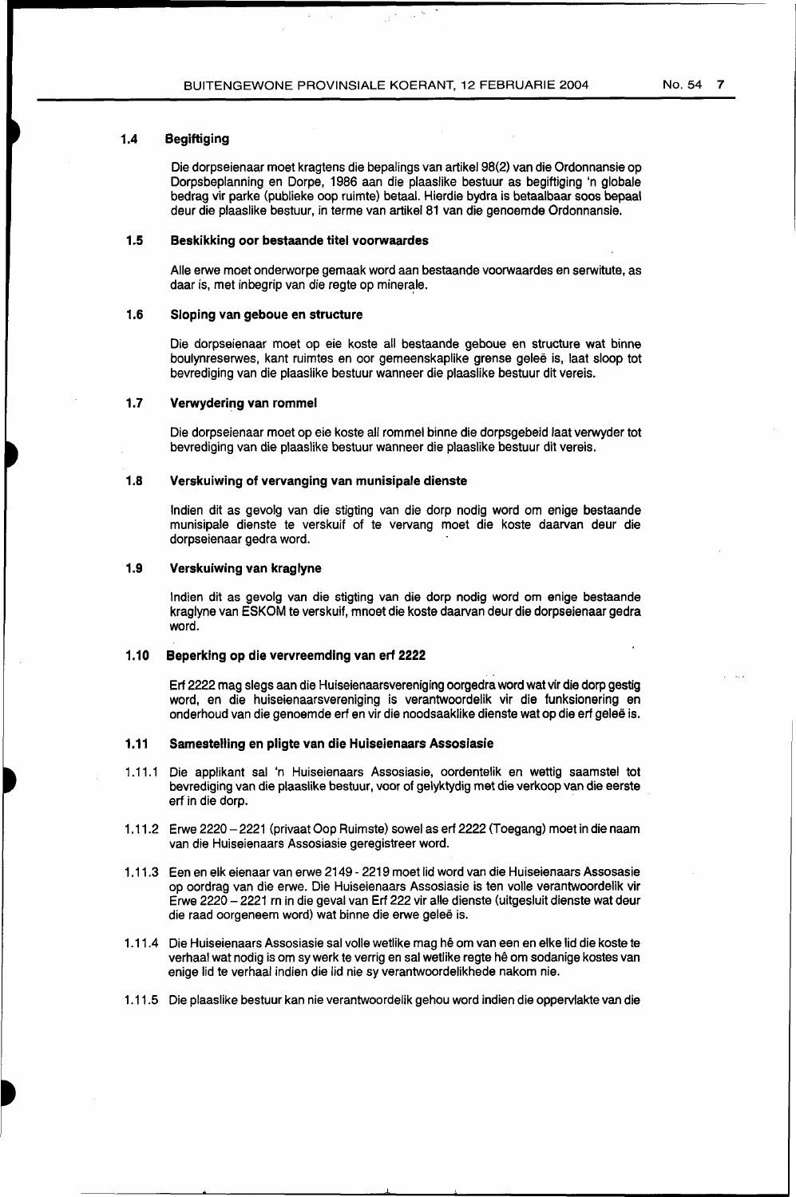### 1.4 Begiftiging

Die dorpseienaar moet kragtens die bepalings van artikel 98(2) van die Ordonnansie op Dorpsbeplanning en Dorpe, 1986 aan die plaaslike bestuur as begiftiging 'n globale bedrag vir parke (publieke oop ruimte) betaal. Hierdie bydra is betaalbaar soos bepaal deur die plaaslike bestuur, in terme van artikel 81 van die genoemde Ordonnansie.

### 1.5 Beskikking oor bestaande titel voorwaardes

Alle erwe moet onderworpe gemaak word aan bestaande voorwaardes en serwitute, as daar is, met inbegrip van die regte op minerale.

### 1.6 Sloping van geboue en structure

Die dorpseienaar moet op eie koste all bestaande geboue en structure wat binne boulynreserwes, kant ruimtes en oor gemeenskaplike grense geleë is, laat sloop tot bevrediging van die plaaslike bestuur wanneer die plaaslike bestuur dit vereis.

### 1.7 Verwydering van rommel

Die dorpseienaar moet op eie koste all rommel binne die dorpsgebeid laat verwyder tot bevrediging van die plaaslike bestuur wanneer die plaaslike bestuur dit vereis.

### 1.8 Verskuiwing of vervanging van munisipale dienste

Indien dit as gevolg van die stigting van die dorp nodig word om enige bestaande munisipale dienste te verskuif of te vervang moet die koste daarvan deur die dorpseienaar gedra word.

### 1.9 Verskuiwing van kraglyne

Indien dit as gevolg van die stigting van die dorp nodig word om enige bestaande kraglyne van ESKOM te verskuif, mnoet die koste daarvan deur die dorpseienaar gedra word.

### 1.10 Beperking op die vervreemding van erf 2222

Erf 2222 mag slegs aan die Huiseienaarsvereniging oorgedra word wat vir die dorp gestig word, en die huiseienaarsvereniging is verantwoordelik vir die funksionering en onderhoud van die genoemde erf en vir die noodsaaklike dienste wat op die erf geleë is.

### 1.11 Samestelling en pligte van die Huiseienaars Assosiasie

1.11.1 Die applikant sal 'n Huiseienaars Assosiasie, oordentelik en wettig saamstel tot bevrediging van die plaaslike bestuur, voor of gelyktydig met die verkoop van die eerste erf in die dorp.

1.11.2 Erwe 2220 – 2221 (privaat Oop Ruimste) sowel as erf 2222 (Toegang) moet in die naam van die Huiseienaars Assosiasie geregistreer word.

1.11.3 Een en elk eienaar van erwe 2149 - 2219 moet lid word van die Huiseienaars Assosasie op oordrag van die erwe. Die Huiseienaars Assosiasie is ten volle verantwoordelik vir Erwe 2220 – 2221 rn in die geval van Erf 222 vir alle die dienste (uitgesluit dienste wat deur die raad oorgeneem word) wat binne die erwe geleë is.

1.11.4 Die Huiseienaars Assosiasie sal volle wetlike mag hê om van een en elke lid die koste te verhaal wat nodig is om sy werk te verrig en sal wetlike regte hê om sodanige kostes van enige lid te verhaal indien die lid nie sy verantwoordelikhede nakom nie.

1.11.5 Die plaaslike bestuur kan nie verantwoordelik gehou word indien die oppervlakte van die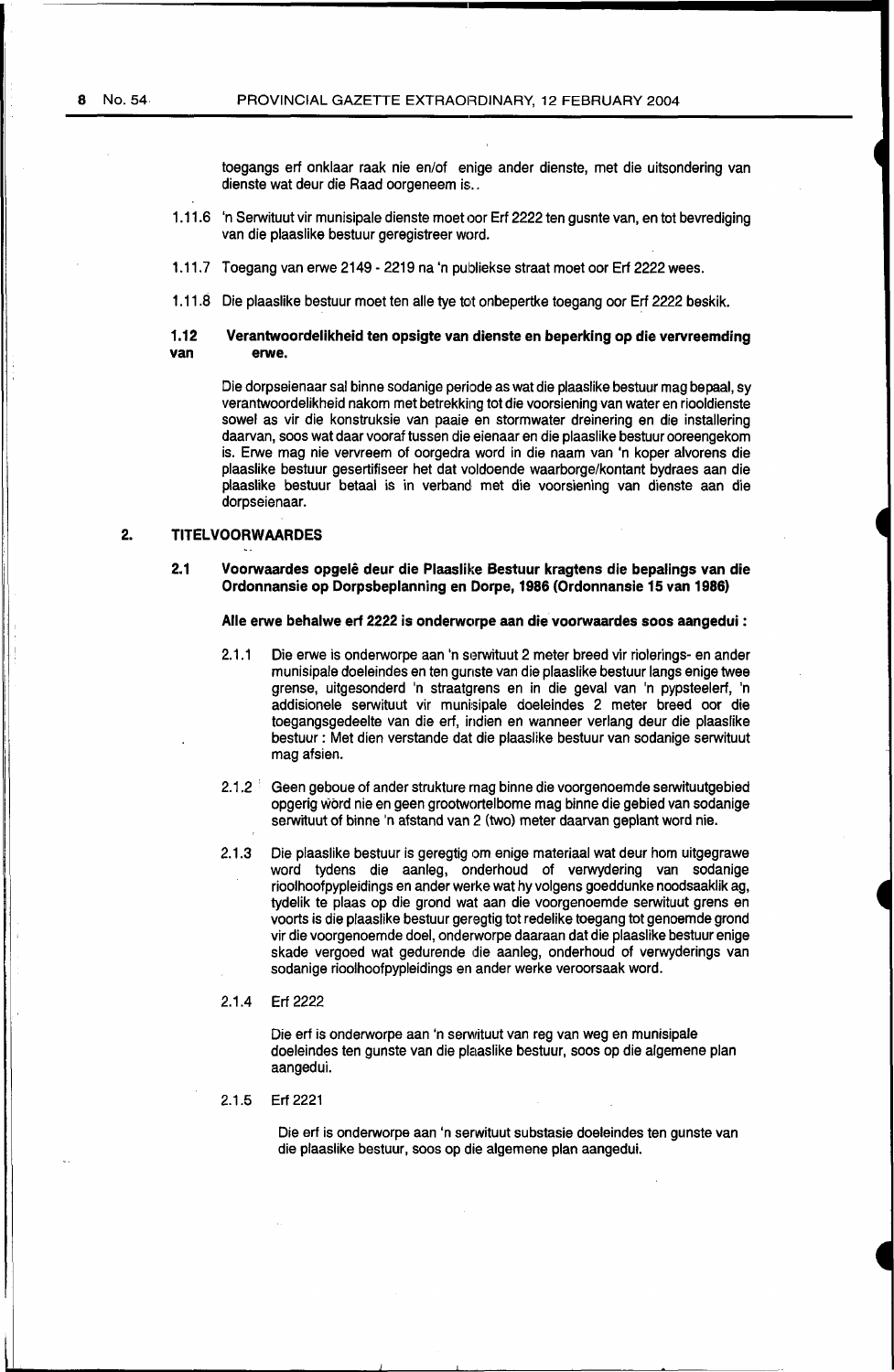toegangs erf onklaar raak nie en/of enige ander dienste, met die uitsondering van dienste wat deur die Raad oorgeneem is..

1.11.6 'n Serwituut vir munisipale dienste moet oor Erf 2222 ten gusnte van, en tot bevrediging van die plaaslike bestuur geregistreer word.

1.11.7 Toegang van erwe 2149 - 2219 na 'n publiekse straat moet oor Erf 2222 wees.

1.11.8 Die plaaslike bestuur moet ten alle tye tot onbepertke toegang oor Erf 2222 beskik.

**1.12 Verantwoordelikheid ten opsigte van dienste en beperking op die vervreemding van erwe.**

Die dorpseienaar sal binne sodanige periode as wat die plaaslike bestuur mag bepaal, sy verantwoordelikheid nakom met betrekking tot die voorsiening van water en riooldienste sowel as vir die konstruksie van paaie en stormwater dreinering en die installering daarvan, soos wat daar vooraf tussen die eienaar en die plaaslike bestuur ooreengekom is. Erwe mag nie vervreem of oorgedra word in die naam van 'n koper alvorens die plaaslike bestuur gesertifiseer het dat voldoende waarborge/kontant bydraes aan die plaaslike bestuur betaal is in verband met die voorsiening van dienste aan die dorpseienaar.

## 2. TITELVOORWAARDES

**2.1 Voorwaardes opgelê deur die Plaaslike Bestuur kragtens die bepalings van die Ordonnansie op Dorpsbeplanning en Dorpe, 1986 (Ordonnansie 15 van 1986)**

**Alle erwe behalwe erf 2222 is onderworpe aan die voorwaardes soos aangedui :**

2.1.1 Die erwe is onderworpe aan 'n serwituut 2 meter breed vir riolerings- en ander munisipale doeleindes en ten gunste van die plaaslike bestuur langs enige twee grense, uitgesonderd 'n straatgrens en in die geval van 'n pypsteelerf, 'n addisionele serwituut vir munisipale doeleindes 2 meter breed oor die toegangsgedeelte van die erf, indien en wanneer verlang deur die plaaslike bestuur : Met dien verstande dat die plaaslike bestuur van sodanige serwituut mag afsien.

2.1.2 Geen geboue of ander strukture mag binne die voorgenoemde serwituutgebied opgerig word nie en geen grootwortelbome mag binne die gebied van sodanige serwituut of binne 'n afstand van 2 (two) meter daarvan geplant word nie.

2.1.3 Die plaaslike bestuur is geregtig om enige materiaal wat deur hom uitgegrawe word tydens die aanleg, onderhoud of verwydering van sodanige rioolhoofpypleidings en ander werke wat hy volgens goeddunke noodsaaklik ag, tydelik te plaas op die grond wat aan die voorgenoemde serwituut grens en voorts is die plaaslike bestuur geregtig tot redelike toegang tot genoemde grond vir die voorgenoemde doel, onderworpe daaraan dat die plaaslike bestuur enige skade vergoed wat gedurende die aanleg, onderhoud of verwyderings van sodanige rioolhoofpypleidings en ander werke veroorsaak word.

2.1.4 Erf 2222

Die erf is onderworpe aan 'n serwituut van reg van weg en munisipale doeleindes ten gunste van die plaaslike bestuur, soos op die algemene plan aangedui.

2.1.5 Erf 2221

Die erf is onderworpe aan 'n serwituut substasie doeleindes ten gunste van die plaaslike bestuur, soos op die algemene plan aangedui.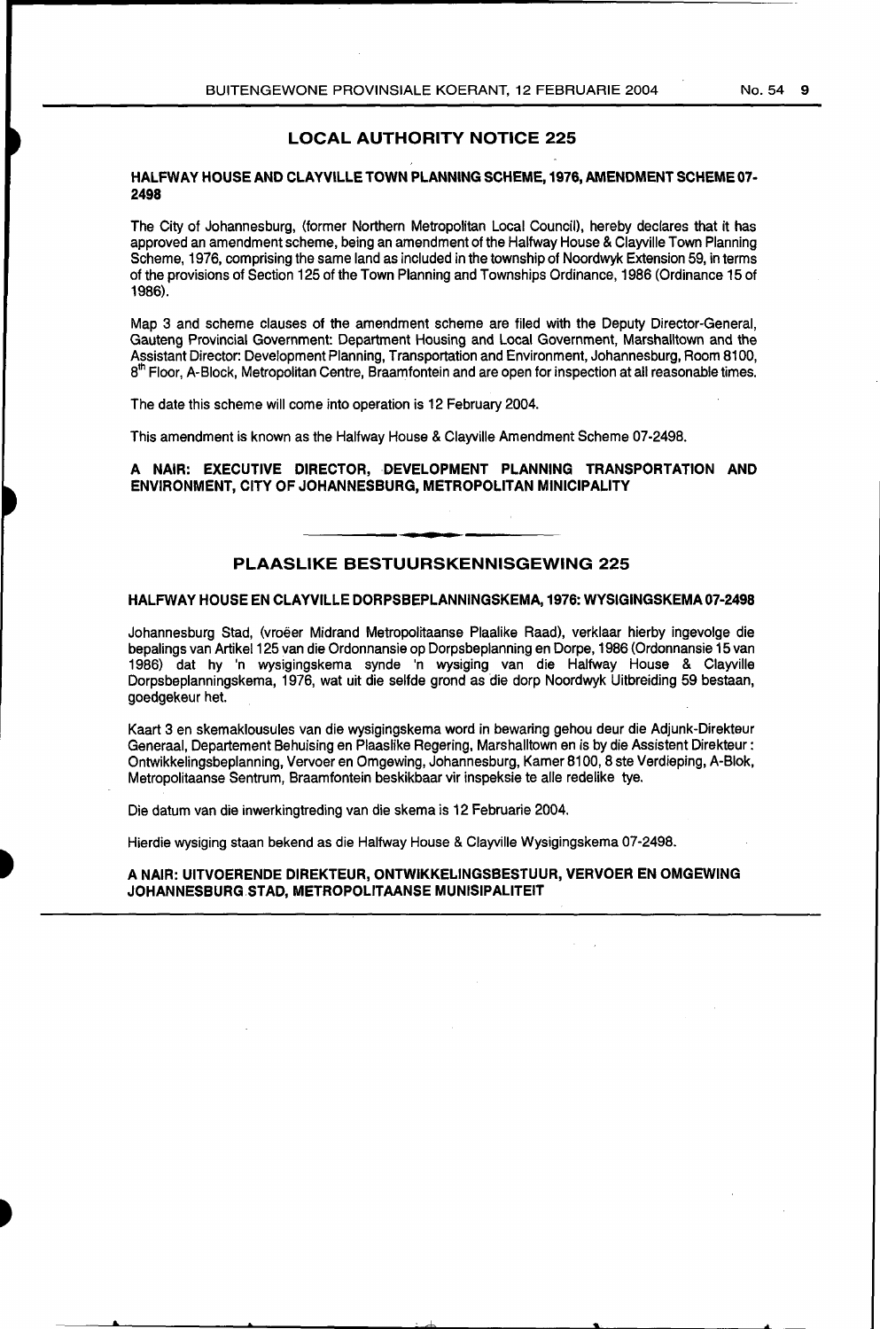## LOCAL AUTHORITY NOTICE 225

### HALFWAY HOUSE AND CLAYVILLE TOWN PLANNING SCHEME, 1976, AMENDMENT SCHEME 07-2498

The City of Johannesburg, (former Northern Metropolitan Local Council), hereby declares that it has approved an amendment scheme, being an amendment of the Halfway House & Clayville Town Planning Scheme, 1976, comprising the same land as included in the township of Noordwyk Extension 59, in terms of the provisions of Section 125 of the Town Planning and Townships Ordinance, 1986 (Ordinance 15 of 1986).

Map 3 and scheme clauses of the amendment scheme are filed with the Deputy Director-General, Gauteng Provincial Government: Department Housing and Local Government, Marshalltown and the Assistant Director: Development Planning, Transportation and Environment, Johannesburg, Room 8100, 8th Floor, A-Block, Metropolitan Centre, Braamfontein and are open for inspection at all reasonable times.

The date this scheme will come into operation is 12 February 2004.

This amendment is known as the Halfway House & Clayville Amendment Scheme 07-2498.

**A NAIR: EXECUTIVE DIRECTOR, DEVELOPMENT PLANNING TRANSPORTATION AND ENVIRONMENT, CITY OF JOHANNESBURG, METROPOLITAN MINICIPALITY**

---

## PLAASLIKE BESTUURSKENNISGEWING 225

### HALFWAY HOUSE EN CLAYVILLE DORPSBEPLANNINGSKEMA, 1976: WYSIGINGSKEMA 07-2498

Johannesburg Stad, (vroëer Midrand Metropolitaanse Plaalike Raad), verklaar hierby ingevolge die bepalings van Artikel 125 van die Ordonnansie op Dorpsbeplanning en Dorpe, 1986 (Ordonnansie 15 van 1986) dat hy 'n wysigingskema synde 'n wysiging van die Halfway House & Clayville Dorpsbeplanningskema, 1976, wat uit die selfde grond as die dorp Noordwyk Uitbreiding 59 bestaan, goedgekeur het.

Kaart 3 en skemaklousules van die wysigingskema word in bewaring gehou deur die Adjunk-Direkteur Generaal, Departement Behuising en Plaaslike Regering, Marshalltown en is by die Assistent Direkteur: Ontwikkelingsbeplanning, Vervoer en Omgewing, Johannesburg, Kamer 8100, 8 ste Verdieping, A-Blok, Metropolitaanse Sentrum, Braamfontein beskikbaar vir inspeksie te alle redelike tye.

Die datum van die inwerkingtreding van die skema is 12 Februarie 2004.

Hierdie wysiging staan bekend as die Halfway House & Clayville Wysigingskema 07-2498.

**A NAIR: UITVOERENDE DIREKTEUR, ONTWIKKELINGSBESTUUR, VERVOER EN OMGEWING JOHANNESBURG STAD, METROPOLITAANSE MUNISIPALITEIT**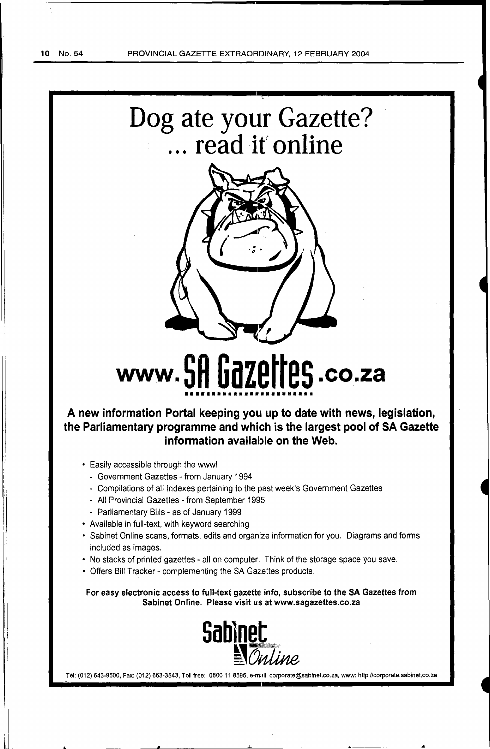# Dog ate your Gazette?
# ... read it online

# www.SA Gazettes.co.za

**A new information Portal keeping you up to date with news, legislation, the Parliamentary programme and which is the largest pool of SA Gazette information available on the Web.**

- Easily accessible through the www!
  - Government Gazettes - from January 1994
  - Compilations of all Indexes pertaining to the past week's Government Gazettes
  - All Provincial Gazettes - from September 1995
  - Parliamentary Bills - as of January 1999
- Available in full-text, with keyword searching
- Sabinet Online scans, formats, edits and organize information for you. Diagrams and forms included as images.
- No stacks of printed gazettes - all on computer. Think of the storage space you save.
- Offers Bill Tracker - complementing the SA Gazettes products.

**For easy electronic access to full-text gazette info, subscribe to the SA Gazettes from Sabinet Online. Please visit us at www.sagazettes.co.za**

**Sabinet Online**

Tel: (012) 643-9500, Fax: (012) 663-3543, Toll free: 0800 11 8595, e-mail: corporate@sabinet.co.za, www: http://corporate.sabinet.co.za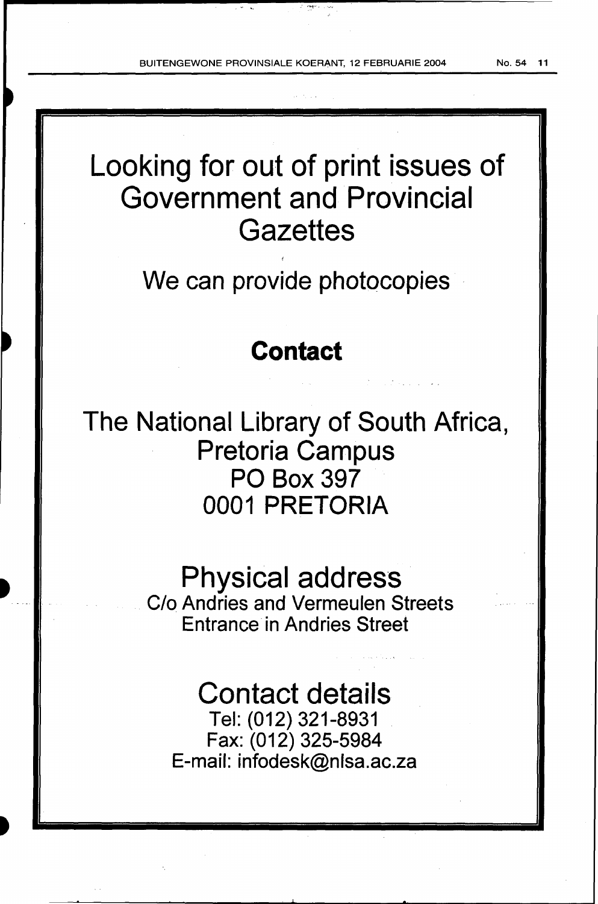# Looking for out of print issues of Government and Provincial Gazettes

We can provide photocopies

## Contact

The National Library of South Africa,
Pretoria Campus
PO Box 397
0001 PRETORIA

## Physical address

C/o Andries and Vermeulen Streets
Entrance in Andries Street

## Contact details

Tel: (012) 321-8931
Fax: (012) 325-5984
E-mail: infodesk@nlsa.ac.za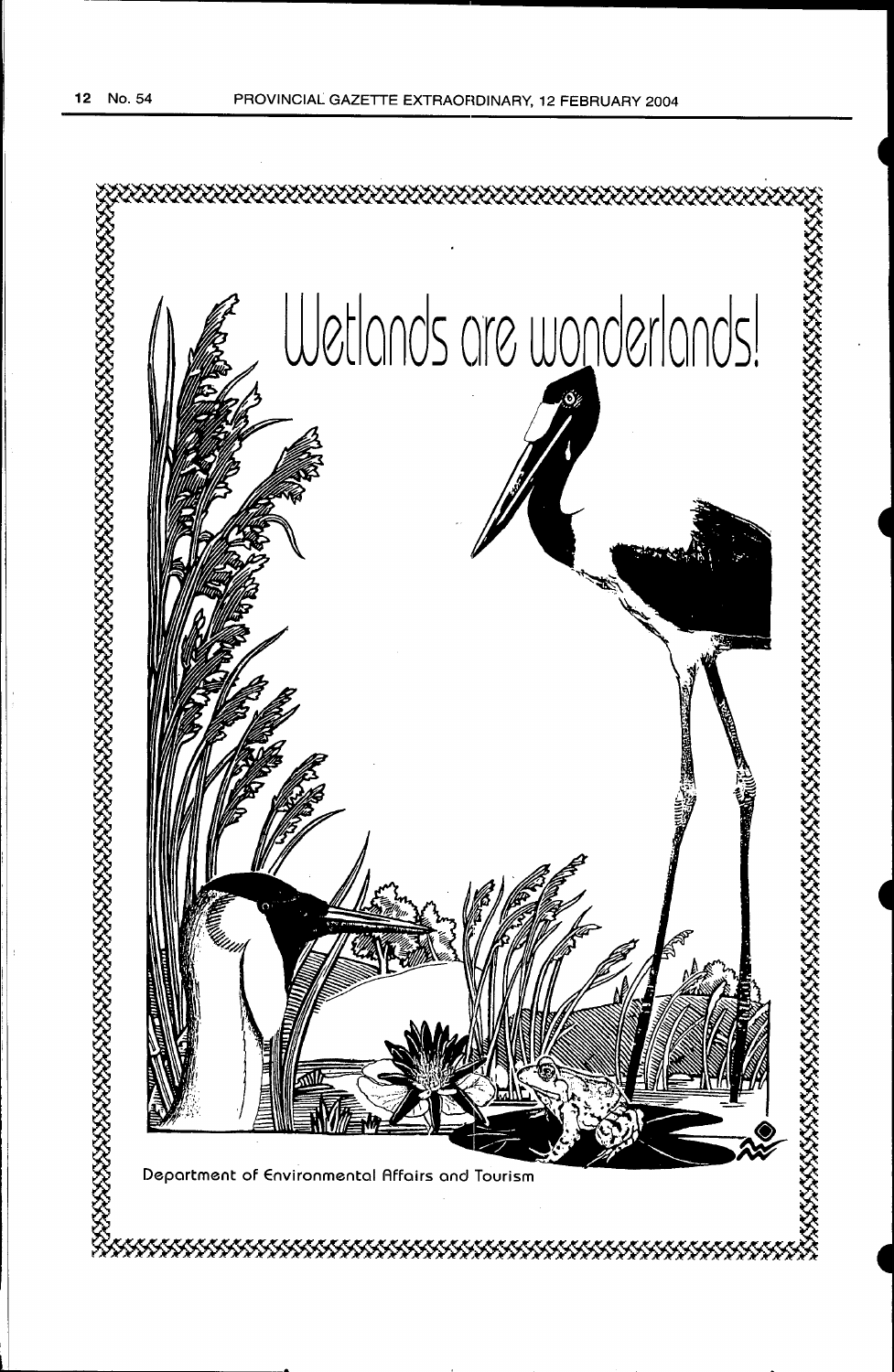# Wetlands are wonderlands!

Department of Environmental Affairs and Tourism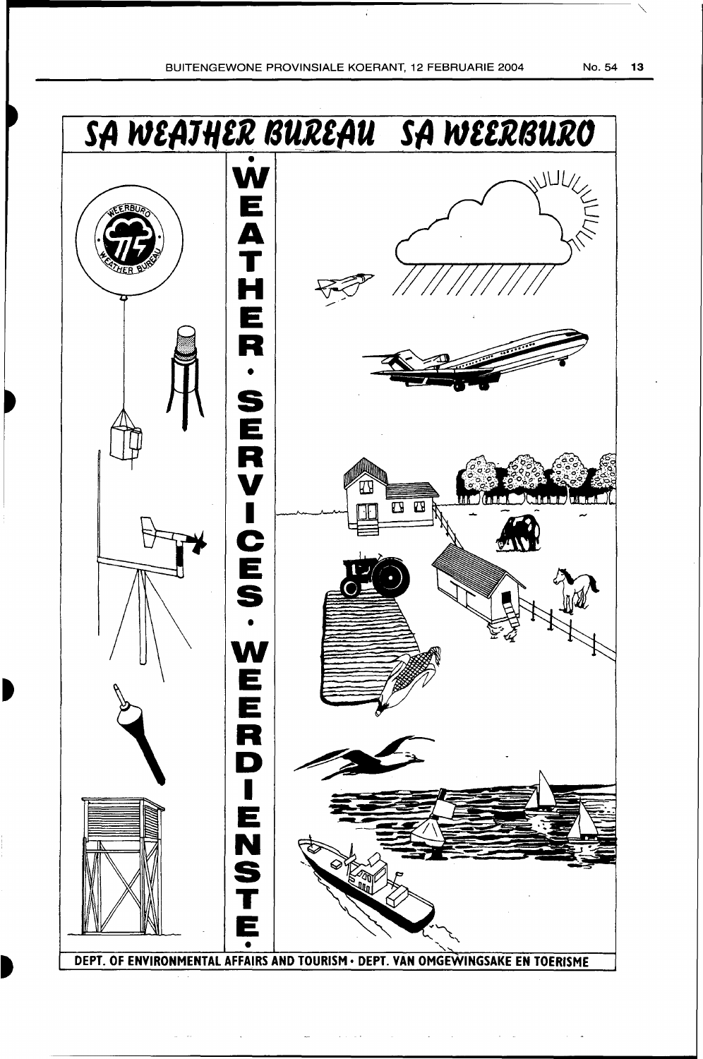# SA WEATHER BUREAU SA WEERBURO

WEATHER • SERVICES • WEERDIENSTE

DEPT. OF ENVIRONMENTAL AFFAIRS AND TOURISM • DEPT. VAN OMGEWINGSAKE EN TOERISME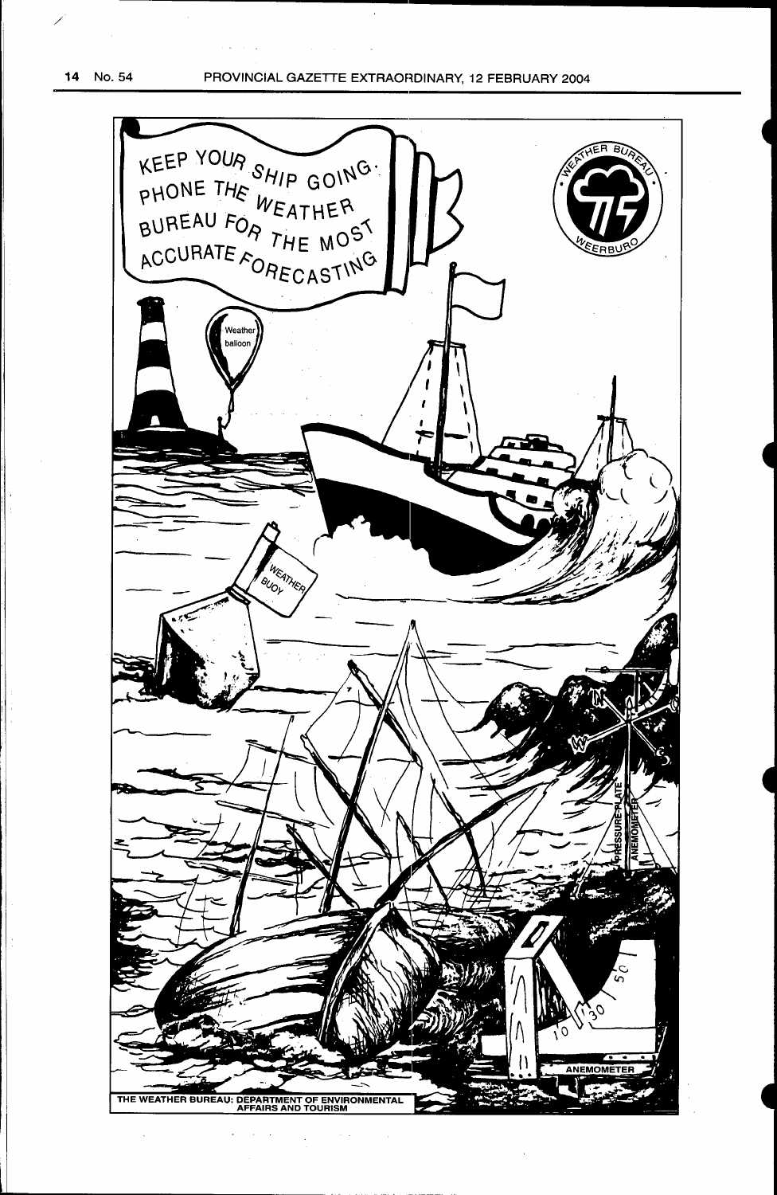KEEP YOUR SHIP GOING. PHONE THE WEATHER BUREAU FOR THE MOST ACCURATE FORECASTING

WEATHER BUREAU · WEERBURO

Weather balloon

WEATHER BUOY

PRESSURE-PLATE ANEMOMETER

ANEMOMETER

THE WEATHER BUREAU: DEPARTMENT OF ENVIRONMENTAL AFFAIRS AND TOURISM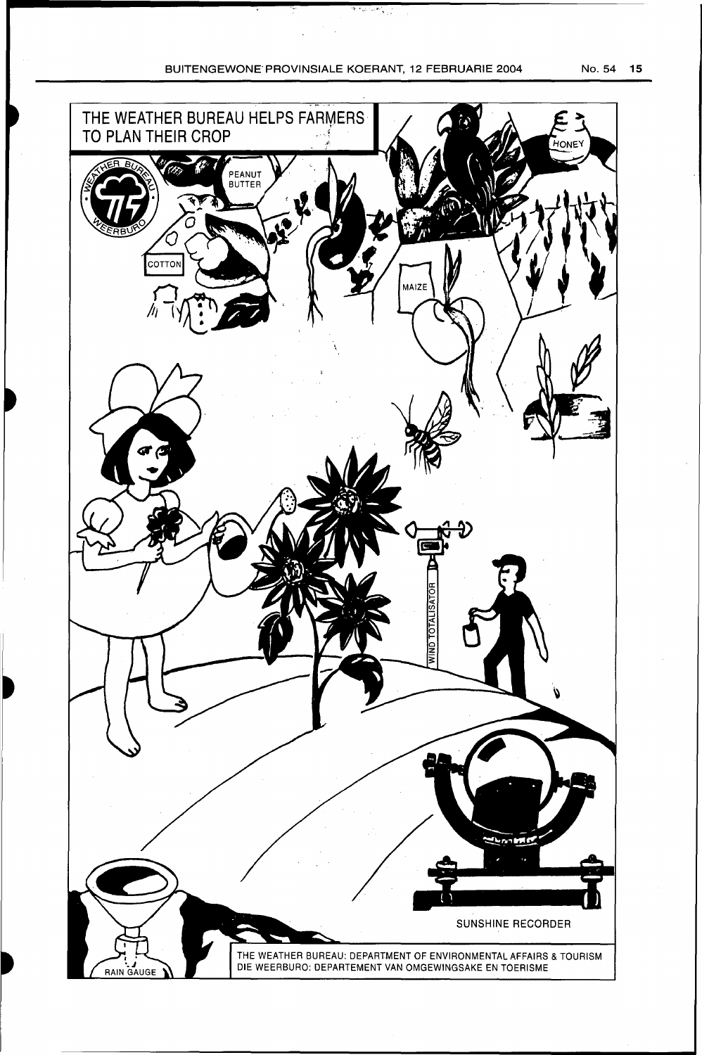# THE WEATHER BUREAU HELPS FARMERS TO PLAN THEIR CROP

PEANUT BUTTER

COTTON

MAIZE

HONEY

WIND TOTALISATOR

SUNSHINE RECORDER

RAIN GAUGE

THE WEATHER BUREAU: DEPARTMENT OF ENVIRONMENTAL AFFAIRS & TOURISM
DIE WEERBURO: DEPARTEMENT VAN OMGEWINGSAKE EN TOERISME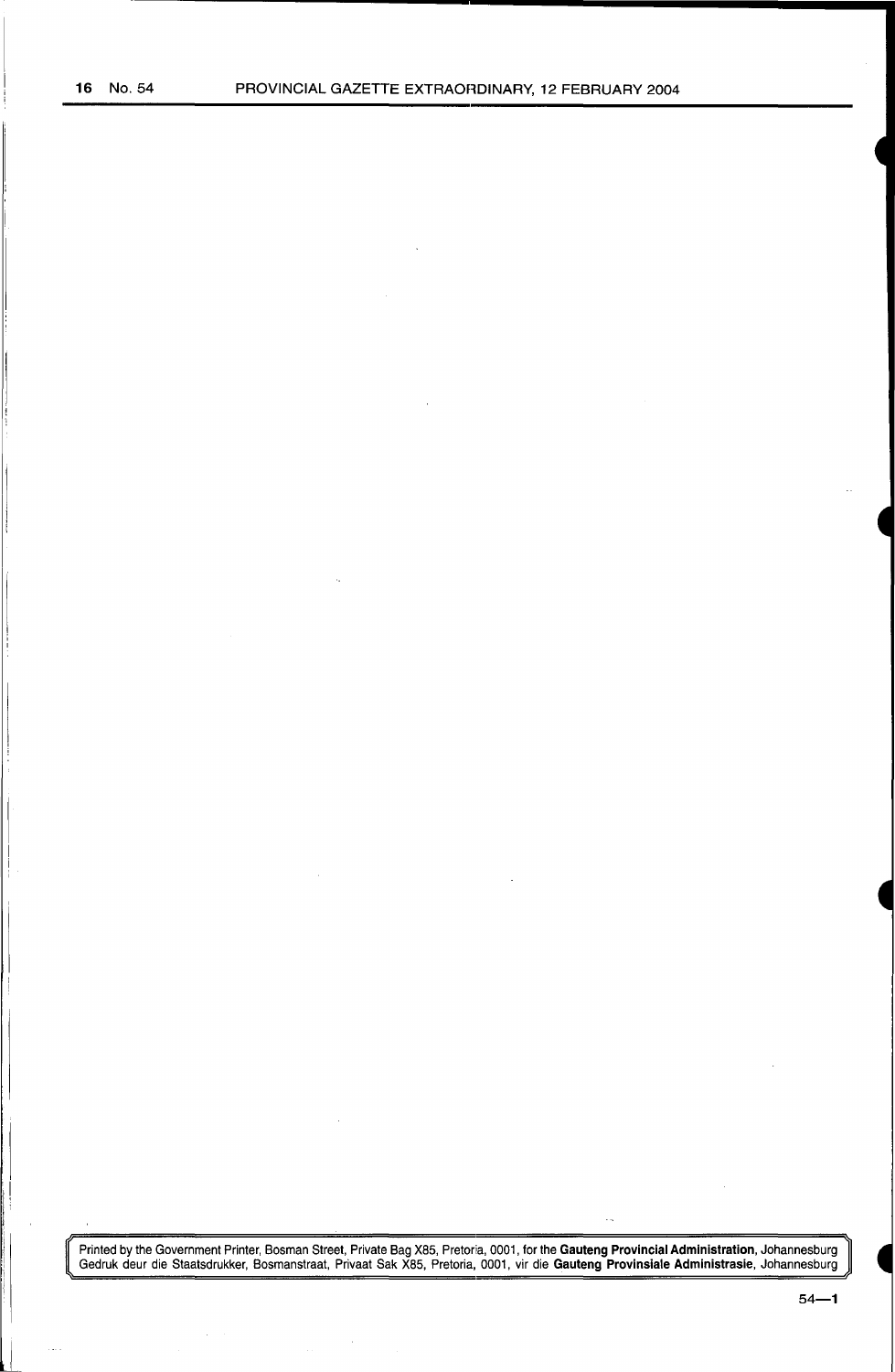Printed by the Government Printer, Bosman Street, Private Bag X85, Pretoria, 0001, for the **Gauteng Provincial Administration**, Johannesburg
Gedruk deur die Staatsdrukker, Bosmanstraat, Privaat Sak X85, Pretoria, 0001, vir die **Gauteng Provinsiale Administrasie**, Johannesburg

54—1